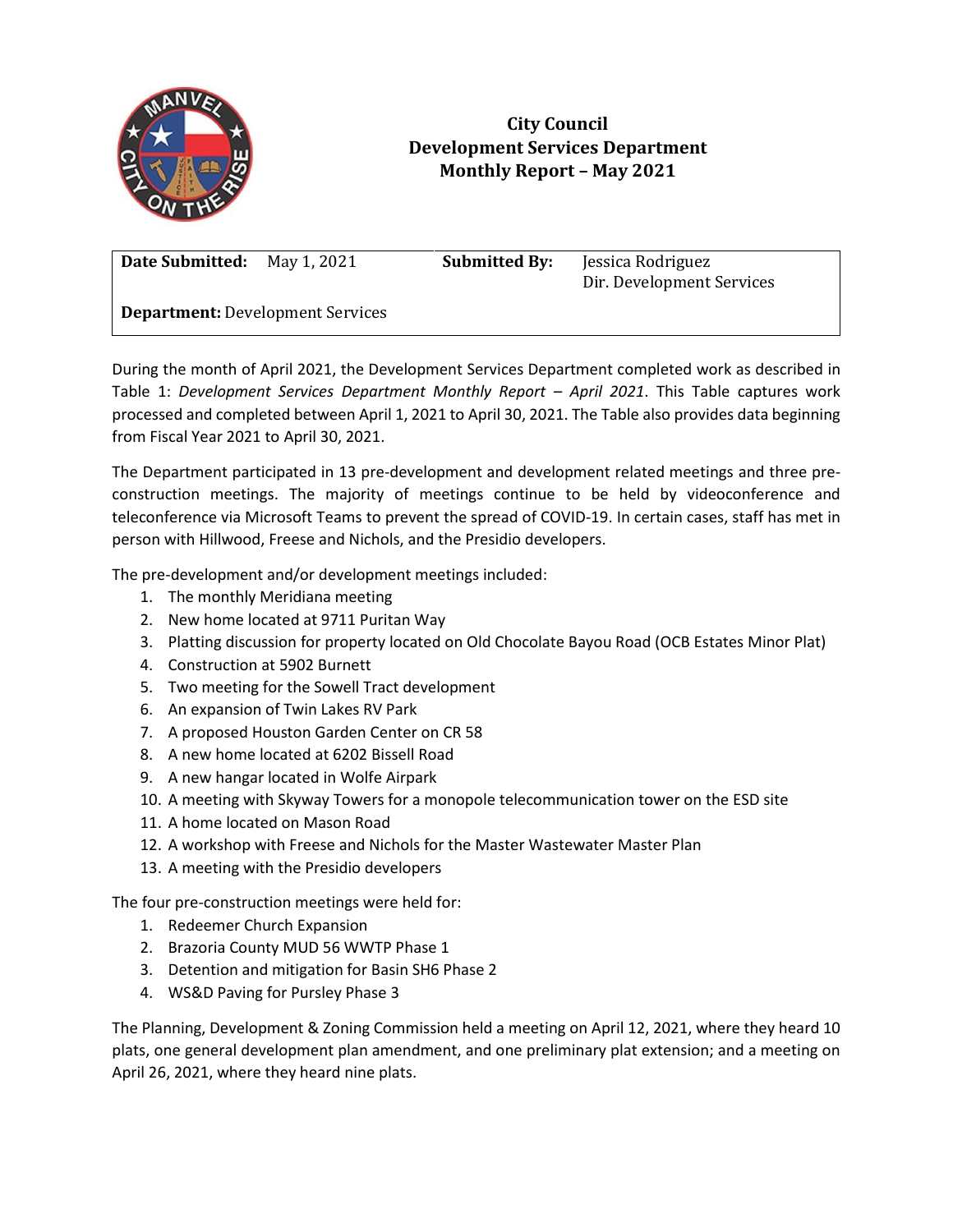# City Council
## Development Services Department
## Monthly Report – May 2021

| **Date Submitted:** May 1, 2021 | **Submitted By:** Jessica Rodriguez<br>Dir. Development Services |
|---|---|
| **Department:** Development Services | |

During the month of April 2021, the Development Services Department completed work as described in Table 1: *Development Services Department Monthly Report – April 2021*. This Table captures work processed and completed between April 1, 2021 to April 30, 2021. The Table also provides data beginning from Fiscal Year 2021 to April 30, 2021.

The Department participated in 13 pre-development and development related meetings and three pre-construction meetings. The majority of meetings continue to be held by videoconference and teleconference via Microsoft Teams to prevent the spread of COVID-19. In certain cases, staff has met in person with Hillwood, Freese and Nichols, and the Presidio developers.

The pre-development and/or development meetings included:

1. The monthly Meridiana meeting
2. New home located at 9711 Puritan Way
3. Platting discussion for property located on Old Chocolate Bayou Road (OCB Estates Minor Plat)
4. Construction at 5902 Burnett
5. Two meeting for the Sowell Tract development
6. An expansion of Twin Lakes RV Park
7. A proposed Houston Garden Center on CR 58
8. A new home located at 6202 Bissell Road
9. A new hangar located in Wolfe Airpark
10. A meeting with Skyway Towers for a monopole telecommunication tower on the ESD site
11. A home located on Mason Road
12. A workshop with Freese and Nichols for the Master Wastewater Master Plan
13. A meeting with the Presidio developers

The four pre-construction meetings were held for:

1. Redeemer Church Expansion
2. Brazoria County MUD 56 WWTP Phase 1
3. Detention and mitigation for Basin SH6 Phase 2
4. WS&D Paving for Pursley Phase 3

The Planning, Development & Zoning Commission held a meeting on April 12, 2021, where they heard 10 plats, one general development plan amendment, and one preliminary plat extension; and a meeting on April 26, 2021, where they heard nine plats.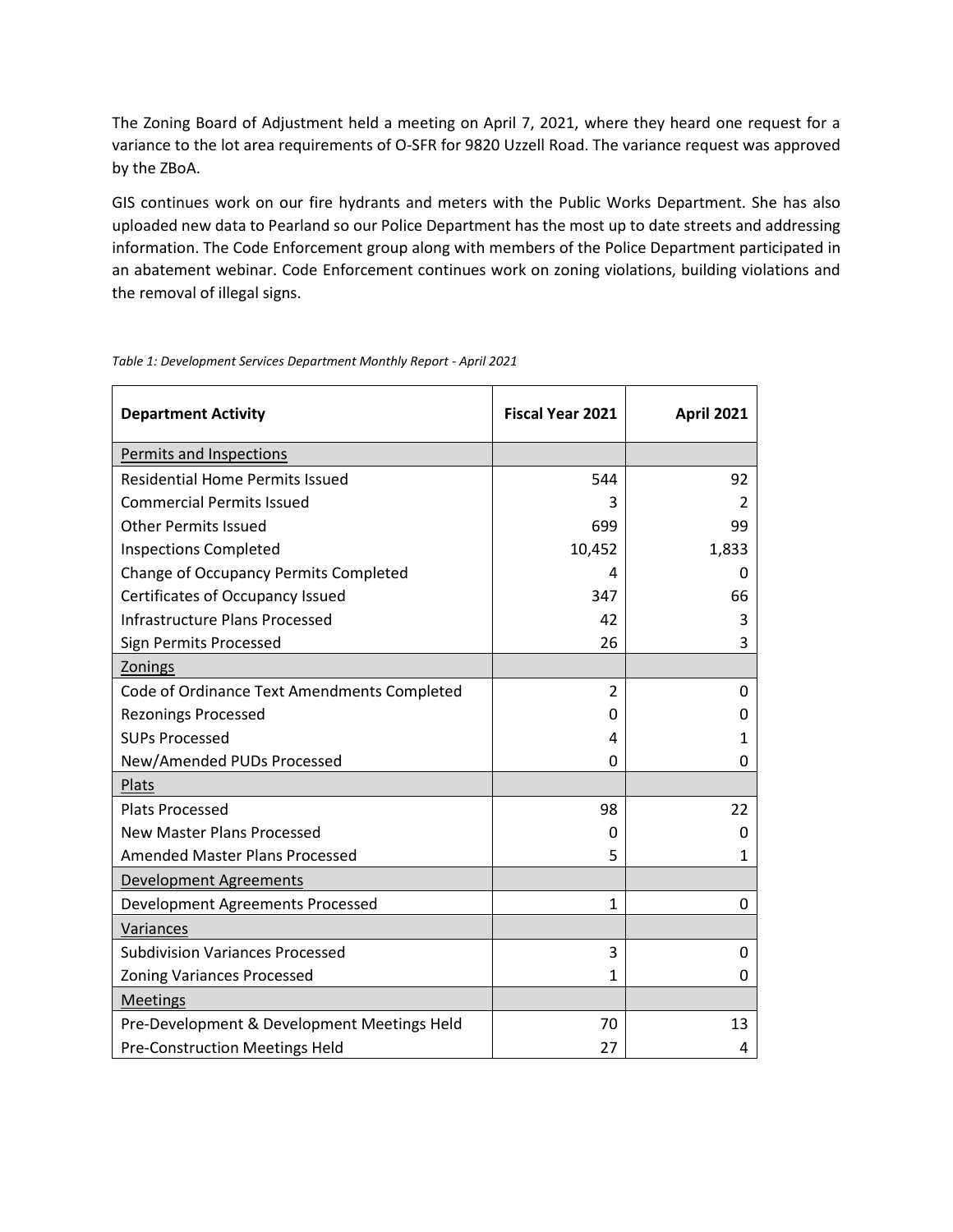The Zoning Board of Adjustment held a meeting on April 7, 2021, where they heard one request for a variance to the lot area requirements of O-SFR for 9820 Uzzell Road. The variance request was approved by the ZBoA.

GIS continues work on our fire hydrants and meters with the Public Works Department. She has also uploaded new data to Pearland so our Police Department has the most up to date streets and addressing information. The Code Enforcement group along with members of the Police Department participated in an abatement webinar. Code Enforcement continues work on zoning violations, building violations and the removal of illegal signs.

*Table 1: Development Services Department Monthly Report - April 2021*

| **Department Activity** | **Fiscal Year 2021** | **April 2021** |
|---|---:|---:|
| Permits and Inspections | | |
| Residential Home Permits Issued | 544 | 92 |
| Commercial Permits Issued | 3 | 2 |
| Other Permits Issued | 699 | 99 |
| Inspections Completed | 10,452 | 1,833 |
| Change of Occupancy Permits Completed | 4 | 0 |
| Certificates of Occupancy Issued | 347 | 66 |
| Infrastructure Plans Processed | 42 | 3 |
| Sign Permits Processed | 26 | 3 |
| Zonings | | |
| Code of Ordinance Text Amendments Completed | 2 | 0 |
| Rezonings Processed | 0 | 0 |
| SUPs Processed | 4 | 1 |
| New/Amended PUDs Processed | 0 | 0 |
| Plats | | |
| Plats Processed | 98 | 22 |
| New Master Plans Processed | 0 | 0 |
| Amended Master Plans Processed | 5 | 1 |
| Development Agreements | | |
| Development Agreements Processed | 1 | 0 |
| Variances | | |
| Subdivision Variances Processed | 3 | 0 |
| Zoning Variances Processed | 1 | 0 |
| Meetings | | |
| Pre-Development & Development Meetings Held | 70 | 13 |
| Pre-Construction Meetings Held | 27 | 4 |